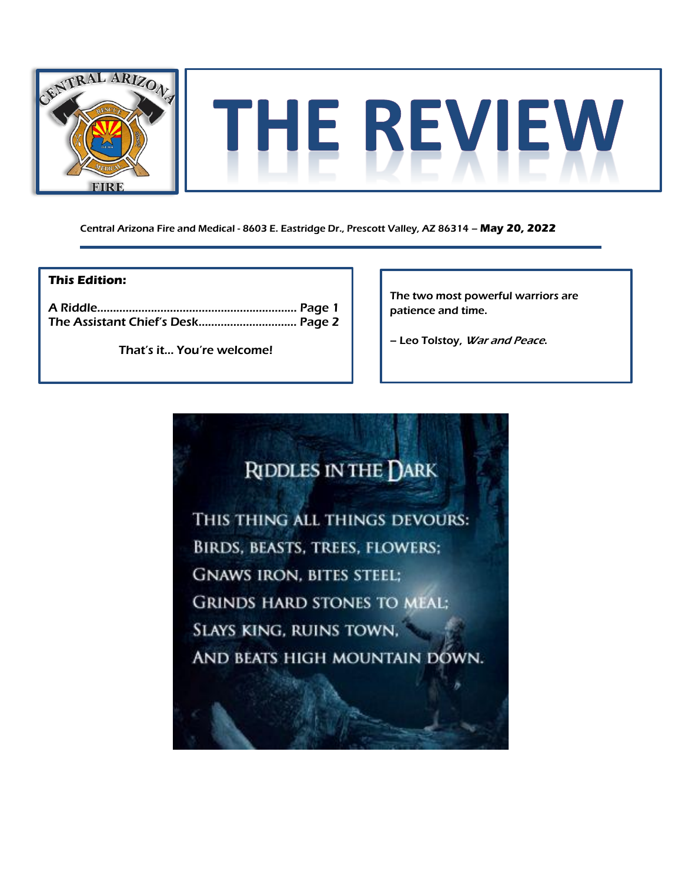# THE REVIEW

Central Arizona Fire and Medical - 8603 E. Eastridge Dr., Prescott Valley, AZ 86314 – **May 20, 2022**

**This Edition:**

A Riddle............................................................... Page 1
The Assistant Chief's Desk.............................. Page 2

That's it… You're welcome!

The two most powerful warriors are patience and time.

– Leo Tolstoy, *War and Peace*.

## Riddles in the Dark

This thing all things devours:
Birds, beasts, trees, flowers;
Gnaws iron, bites steel;
Grinds hard stones to meal;
Slays king, ruins town,
And beats high mountain down.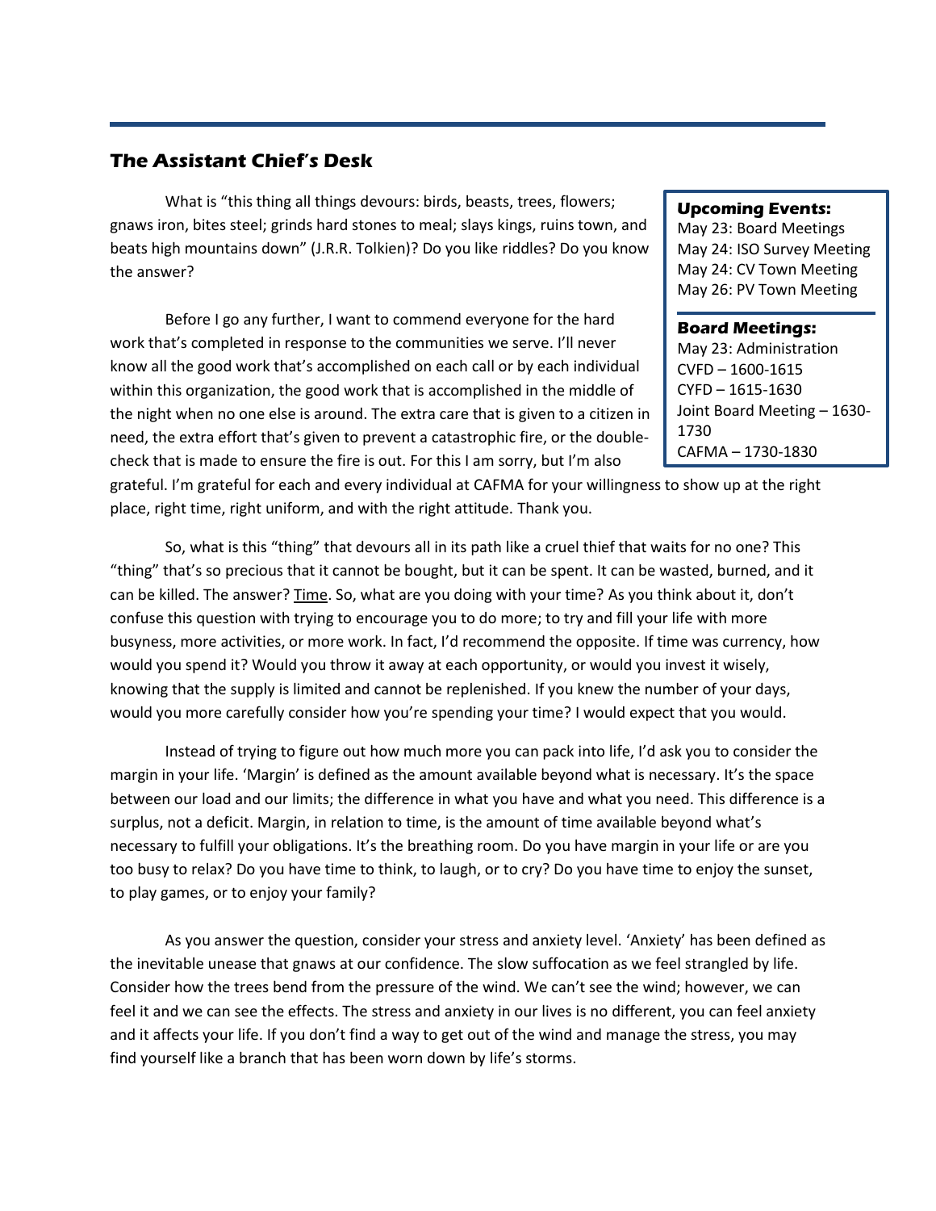## The Assistant Chief's Desk

What is "this thing all things devours: birds, beasts, trees, flowers; gnaws iron, bites steel; grinds hard stones to meal; slays kings, ruins town, and beats high mountains down" (J.R.R. Tolkien)? Do you like riddles? Do you know the answer?

Before I go any further, I want to commend everyone for the hard work that's completed in response to the communities we serve. I'll never know all the good work that's accomplished on each call or by each individual within this organization, the good work that is accomplished in the middle of the night when no one else is around. The extra care that is given to a citizen in need, the extra effort that's given to prevent a catastrophic fire, or the double-check that is made to ensure the fire is out. For this I am sorry, but I'm also grateful. I'm grateful for each and every individual at CAFMA for your willingness to show up at the right place, right time, right uniform, and with the right attitude. Thank you.

So, what is this "thing" that devours all in its path like a cruel thief that waits for no one? This "thing" that's so precious that it cannot be bought, but it can be spent. It can be wasted, burned, and it can be killed. The answer? Time. So, what are you doing with your time? As you think about it, don't confuse this question with trying to encourage you to do more; to try and fill your life with more busyness, more activities, or more work. In fact, I'd recommend the opposite. If time was currency, how would you spend it? Would you throw it away at each opportunity, or would you invest it wisely, knowing that the supply is limited and cannot be replenished. If you knew the number of your days, would you more carefully consider how you're spending your time? I would expect that you would.

Instead of trying to figure out how much more you can pack into life, I'd ask you to consider the margin in your life. 'Margin' is defined as the amount available beyond what is necessary. It's the space between our load and our limits; the difference in what you have and what you need. This difference is a surplus, not a deficit. Margin, in relation to time, is the amount of time available beyond what's necessary to fulfill your obligations. It's the breathing room. Do you have margin in your life or are you too busy to relax? Do you have time to think, to laugh, or to cry? Do you have time to enjoy the sunset, to play games, or to enjoy your family?

As you answer the question, consider your stress and anxiety level. 'Anxiety' has been defined as the inevitable unease that gnaws at our confidence. The slow suffocation as we feel strangled by life. Consider how the trees bend from the pressure of the wind. We can't see the wind; however, we can feel it and we can see the effects. The stress and anxiety in our lives is no different, you can feel anxiety and it affects your life. If you don't find a way to get out of the wind and manage the stress, you may find yourself like a branch that has been worn down by life's storms.

### Upcoming Events:

May 23: Board Meetings
May 24: ISO Survey Meeting
May 24: CV Town Meeting
May 26: PV Town Meeting

### Board Meetings:

May 23: Administration
CVFD – 1600-1615
CYFD – 1615-1630
Joint Board Meeting – 1630-1730
CAFMA – 1730-1830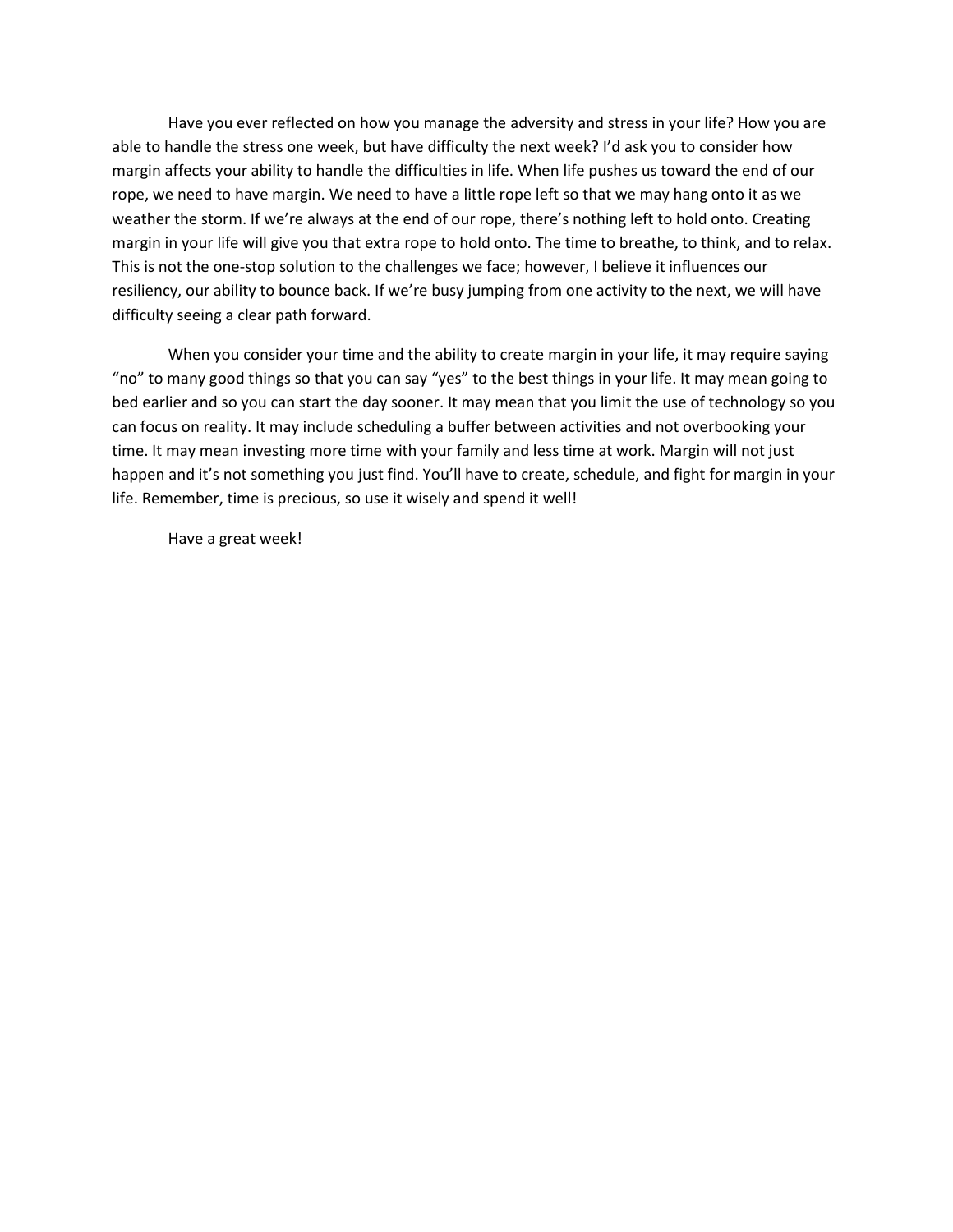Have you ever reflected on how you manage the adversity and stress in your life? How you are able to handle the stress one week, but have difficulty the next week? I'd ask you to consider how margin affects your ability to handle the difficulties in life. When life pushes us toward the end of our rope, we need to have margin. We need to have a little rope left so that we may hang onto it as we weather the storm. If we're always at the end of our rope, there's nothing left to hold onto. Creating margin in your life will give you that extra rope to hold onto. The time to breathe, to think, and to relax. This is not the one-stop solution to the challenges we face; however, I believe it influences our resiliency, our ability to bounce back. If we're busy jumping from one activity to the next, we will have difficulty seeing a clear path forward.

When you consider your time and the ability to create margin in your life, it may require saying "no" to many good things so that you can say "yes" to the best things in your life. It may mean going to bed earlier and so you can start the day sooner. It may mean that you limit the use of technology so you can focus on reality. It may include scheduling a buffer between activities and not overbooking your time. It may mean investing more time with your family and less time at work. Margin will not just happen and it's not something you just find. You'll have to create, schedule, and fight for margin in your life. Remember, time is precious, so use it wisely and spend it well!

Have a great week!